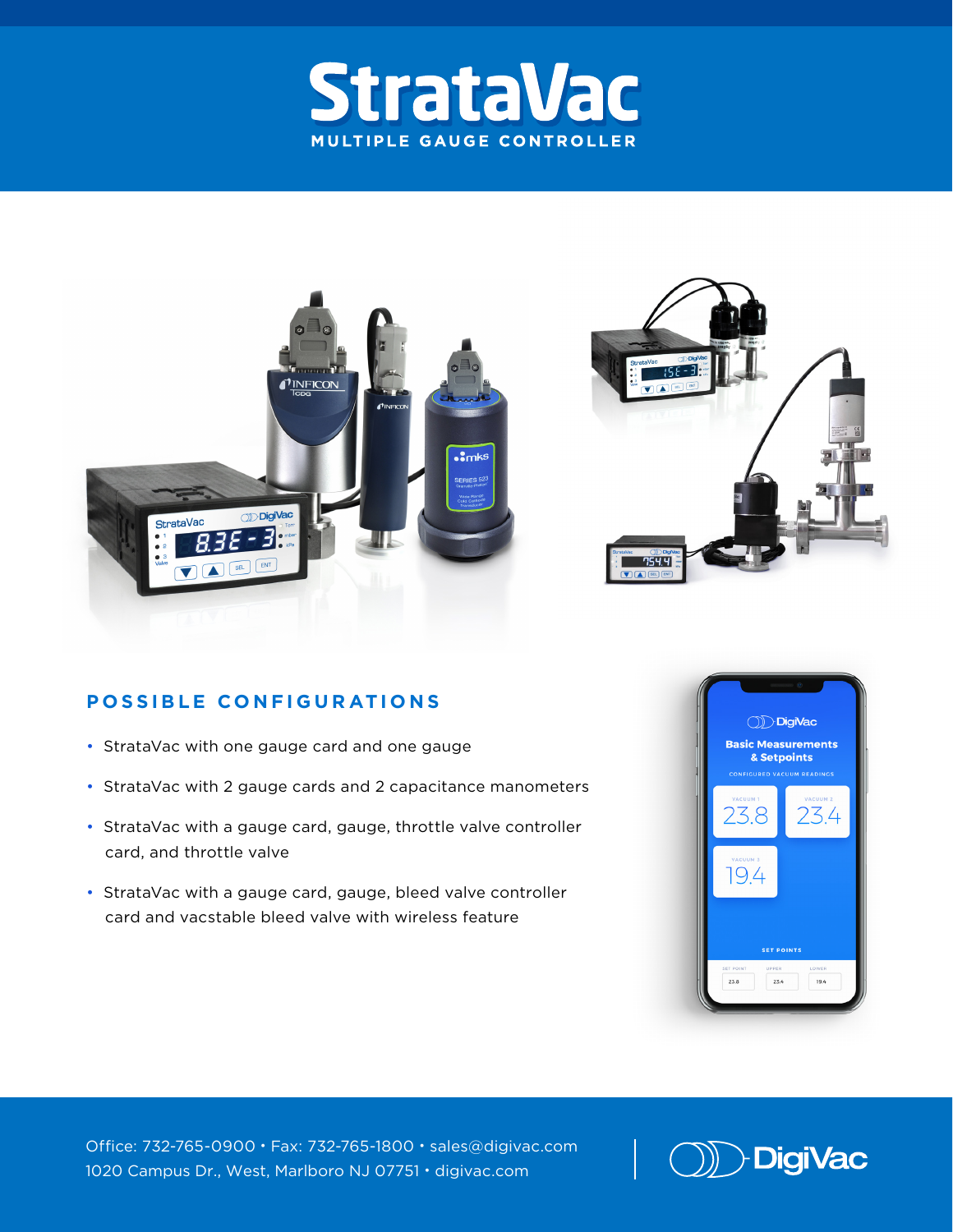# StrataVac

MULTIPLE GAUGE CONTROLLER

## POSSIBLE CONFIGURATIONS

- StrataVac with one gauge card and one gauge
- StrataVac with 2 gauge cards and 2 capacitance manometers
- StrataVac with a gauge card, gauge, throttle valve controller card, and throttle valve
- StrataVac with a gauge card, gauge, bleed valve controller card and vacstable bleed valve with wireless feature

Office: 732-765-0900 • Fax: 732-765-1800 • sales@digivac.com
1020 Campus Dr., West, Marlboro NJ 07751 • digivac.com

DigiVac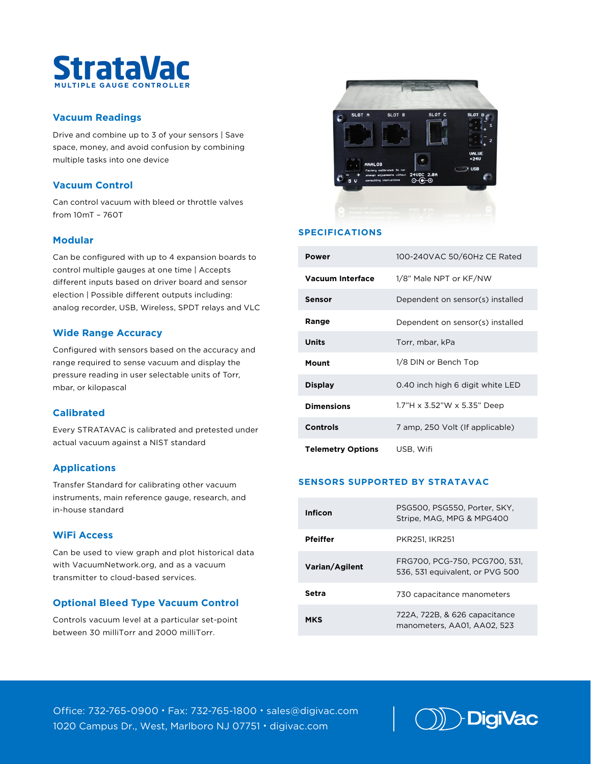# StrataVac

MULTIPLE GAUGE CONTROLLER

### Vacuum Readings

Drive and combine up to 3 of your sensors | Save space, money, and avoid confusion by combining multiple tasks into one device

### Vacuum Control

Can control vacuum with bleed or throttle valves from 10mT – 760T

### Modular

Can be configured with up to 4 expansion boards to control multiple gauges at one time | Accepts different inputs based on driver board and sensor election | Possible different outputs including: analog recorder, USB, Wireless, SPDT relays and VLC

### Wide Range Accuracy

Configured with sensors based on the accuracy and range required to sense vacuum and display the pressure reading in user selectable units of Torr, mbar, or kilopascal

### Calibrated

Every STRATAVAC is calibrated and pretested under actual vacuum against a NIST standard

### Applications

Transfer Standard for calibrating other vacuum instruments, main reference gauge, research, and in-house standard

### WiFi Access

Can be used to view graph and plot historical data with VacuumNetwork.org, and as a vacuum transmitter to cloud-based services.

### Optional Bleed Type Vacuum Control

Controls vacuum level at a particular set-point between 30 milliTorr and 2000 milliTorr.

## SPECIFICATIONS

| | |
|---|---|
| **Power** | 100-240VAC 50/60Hz CE Rated |
| **Vacuum Interface** | 1/8" Male NPT or KF/NW |
| **Sensor** | Dependent on sensor(s) installed |
| **Range** | Dependent on sensor(s) installed |
| **Units** | Torr, mbar, kPa |
| **Mount** | 1/8 DIN or Bench Top |
| **Display** | 0.40 inch high 6 digit white LED |
| **Dimensions** | 1.7"H x 3.52"W x 5.35" Deep |
| **Controls** | 7 amp, 250 Volt (If applicable) |
| **Telemetry Options** | USB, Wifi |

## SENSORS SUPPORTED BY STRATAVAC

| | |
|---|---|
| **Inficon** | PSG500, PSG550, Porter, SKY, Stripe, MAG, MPG & MPG400 |
| **Pfeiffer** | PKR251, IKR251 |
| **Varian/Agilent** | FRG700, PCG-750, PCG700, 531, 536, 531 equivalent, or PVG 500 |
| **Setra** | 730 capacitance manometers |
| **MKS** | 722A, 722B, & 626 capacitance manometers, AA01, AA02, 523 |

Office: 732-765-0900 • Fax: 732-765-1800 • sales@digivac.com
1020 Campus Dr., West, Marlboro NJ 07751 • digivac.com

DigiVac